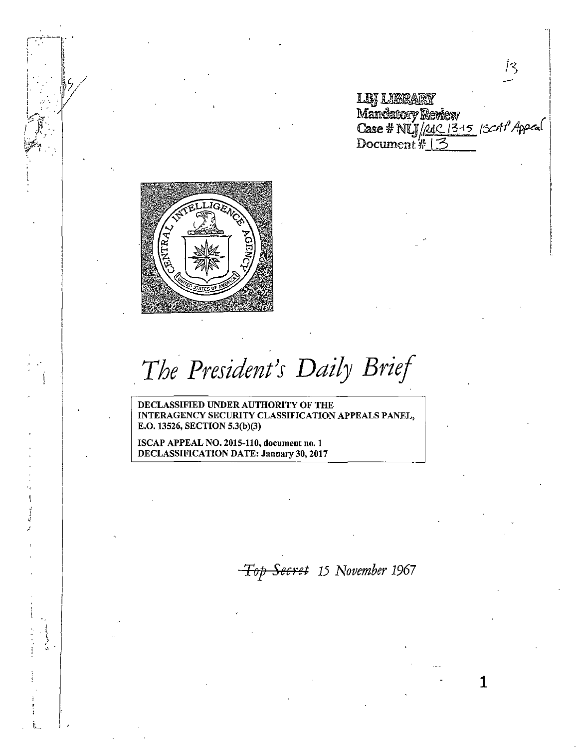LBJ LIBRARY
Mandatory Review
Case # NLJ/RAC 13-15 ISCAP Appeal
Document # 13

# The President's Daily Brief

**DECLASSIFIED UNDER AUTHORITY OF THE INTERAGENCY SECURITY CLASSIFICATION APPEALS PANEL, E.O. 13526, SECTION 5.3(b)(3)**

**ISCAP APPEAL NO. 2015-110, document no. 1**
**DECLASSIFICATION DATE: January 30, 2017**

~~*Top Secret*~~ *15 November 1967*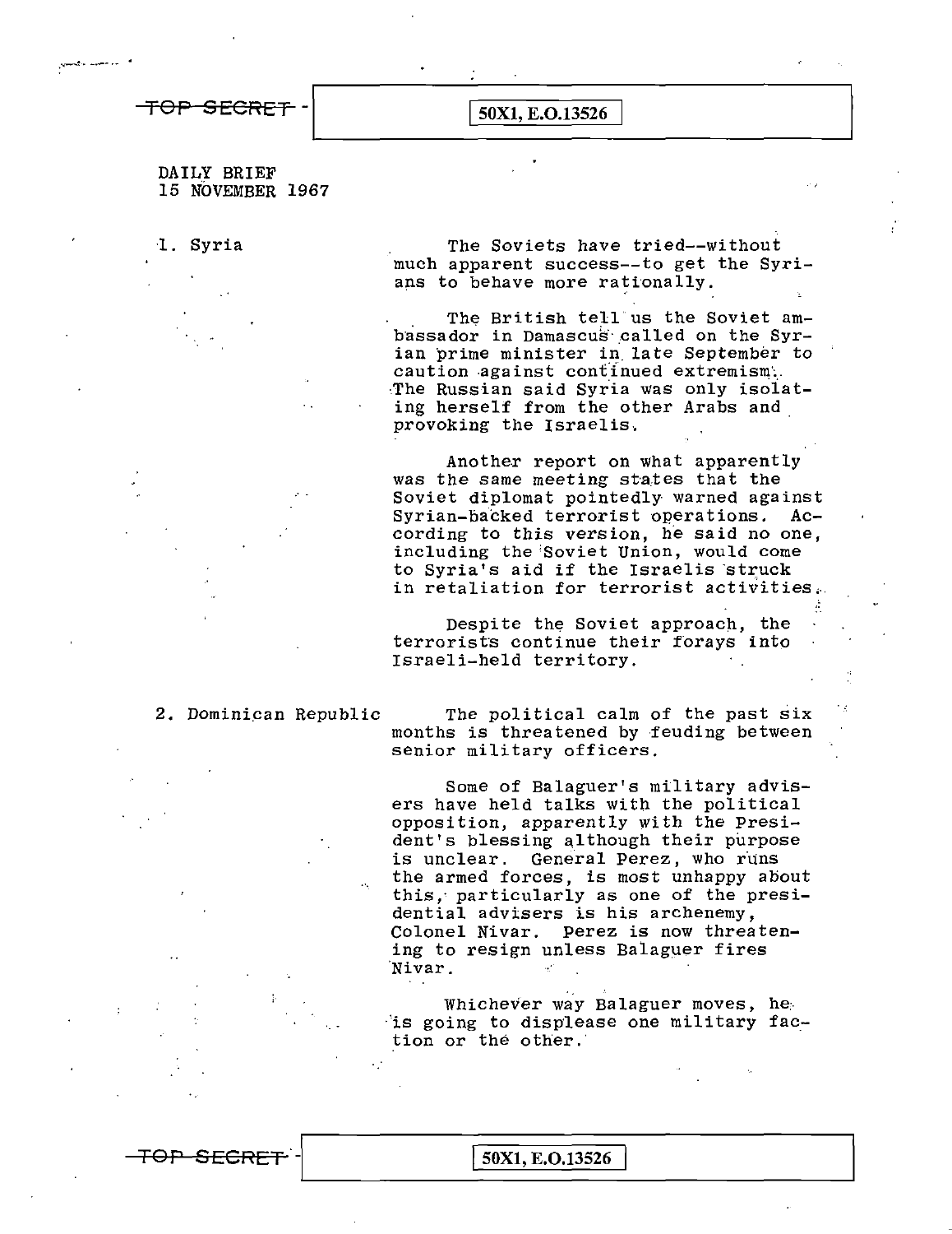DAILY BRIEF
15 NOVEMBER 1967

1. Syria

The Soviets have tried--without much apparent success--to get the Syrians to behave more rationally.

The British tell us the Soviet ambassador in Damascus called on the Syrian prime minister in late September to caution against continued extremism. The Russian said Syria was only isolating herself from the other Arabs and provoking the Israelis.

Another report on what apparently was the same meeting states that the Soviet diplomat pointedly warned against Syrian-backed terrorist operations. According to this version, he said no one, including the Soviet Union, would come to Syria's aid if the Israelis struck in retaliation for terrorist activities.

Despite the Soviet approach, the terrorists continue their forays into Israeli-held territory.

2. Dominican Republic

The political calm of the past six months is threatened by feuding between senior military officers.

Some of Balaguer's military advisers have held talks with the political opposition, apparently with the President's blessing although their purpose is unclear. General Perez, who runs the armed forces, is most unhappy about this, particularly as one of the presidential advisers is his archenemy, Colonel Nivar. Perez is now threatening to resign unless Balaguer fires Nivar.

Whichever way Balaguer moves, he is going to displease one military faction or the other.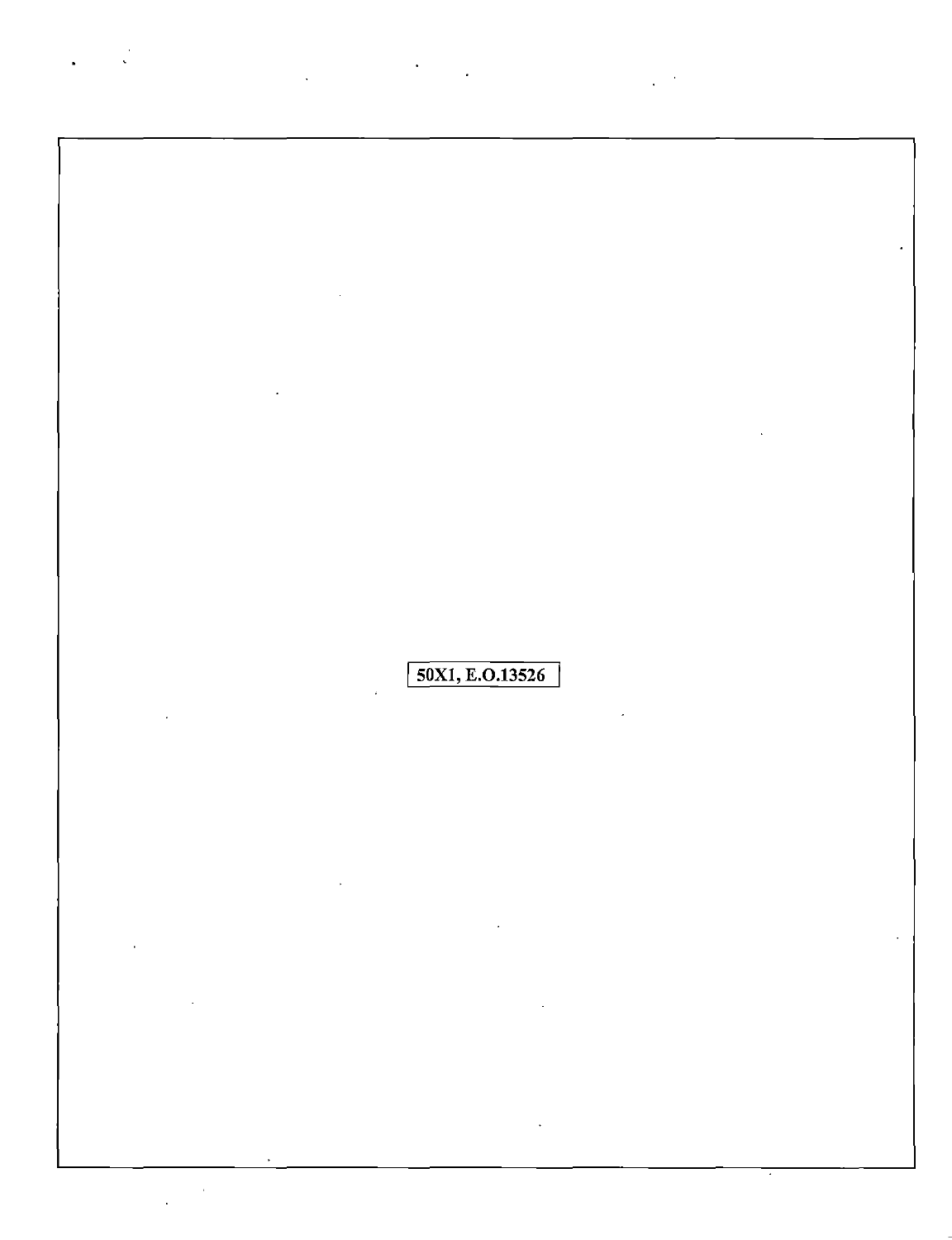50X1, E.O.13526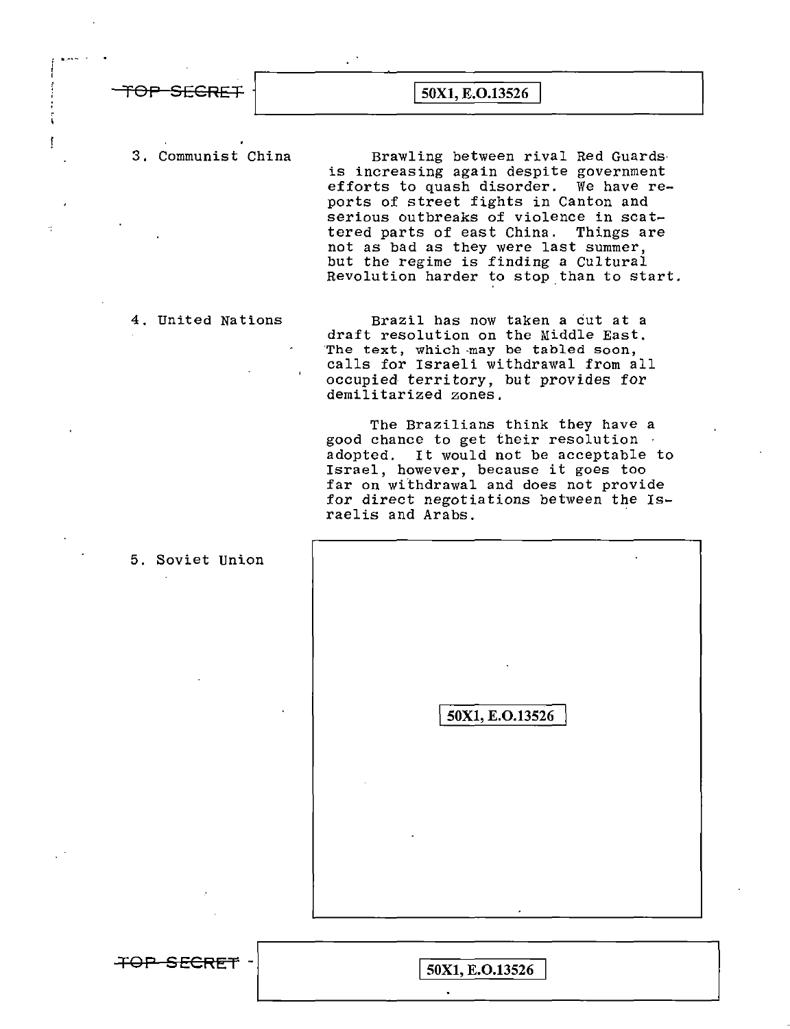3. Communist China

Brawling between rival Red Guards is increasing again despite government efforts to quash disorder. We have reports of street fights in Canton and serious outbreaks of violence in scattered parts of east China. Things are not as bad as they were last summer, but the regime is finding a Cultural Revolution harder to stop than to start.

4. United Nations

Brazil has now taken a cut at a draft resolution on the Middle East. The text, which may be tabled soon, calls for Israeli withdrawal from all occupied territory, but provides for demilitarized zones.

The Brazilians think they have a good chance to get their resolution adopted. It would not be acceptable to Israel, however, because it goes too far on withdrawal and does not provide for direct negotiations between the Israelis and Arabs.

5. Soviet Union

50X1, E.O.13526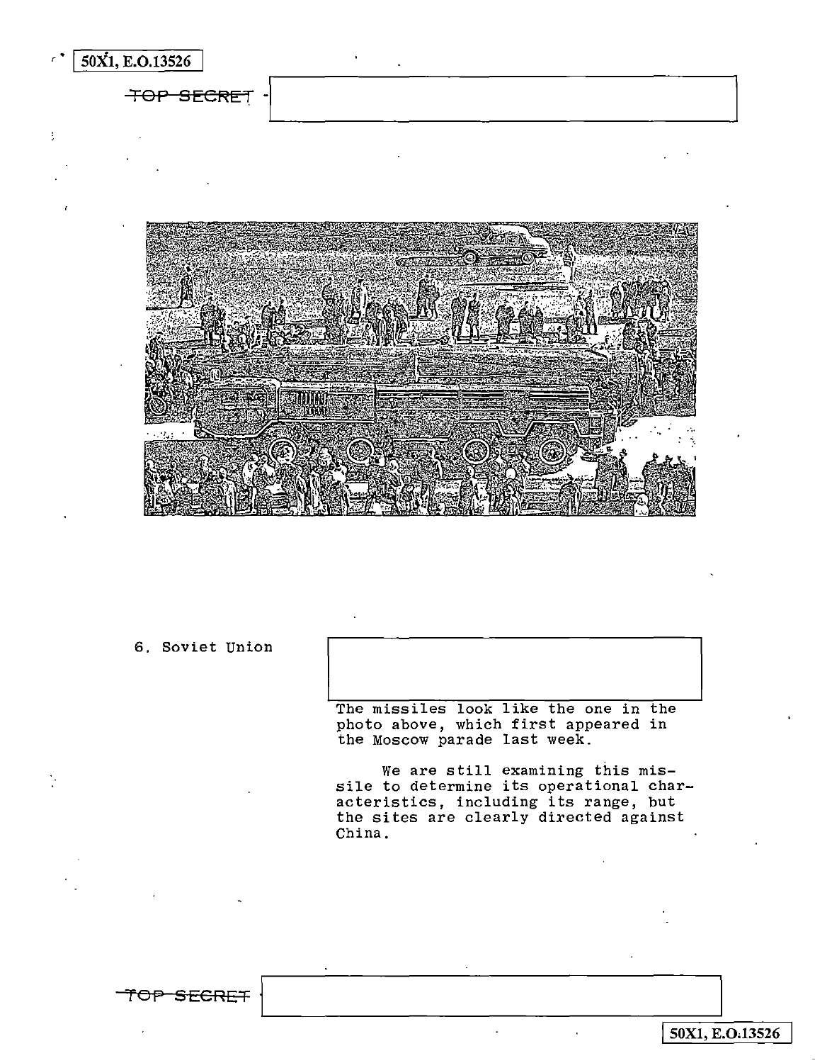6. Soviet Union

The missiles look like the one in the photo above, which first appeared in the Moscow parade last week.

We are still examining this missile to determine its operational characteristics, including its range, but the sites are clearly directed against China.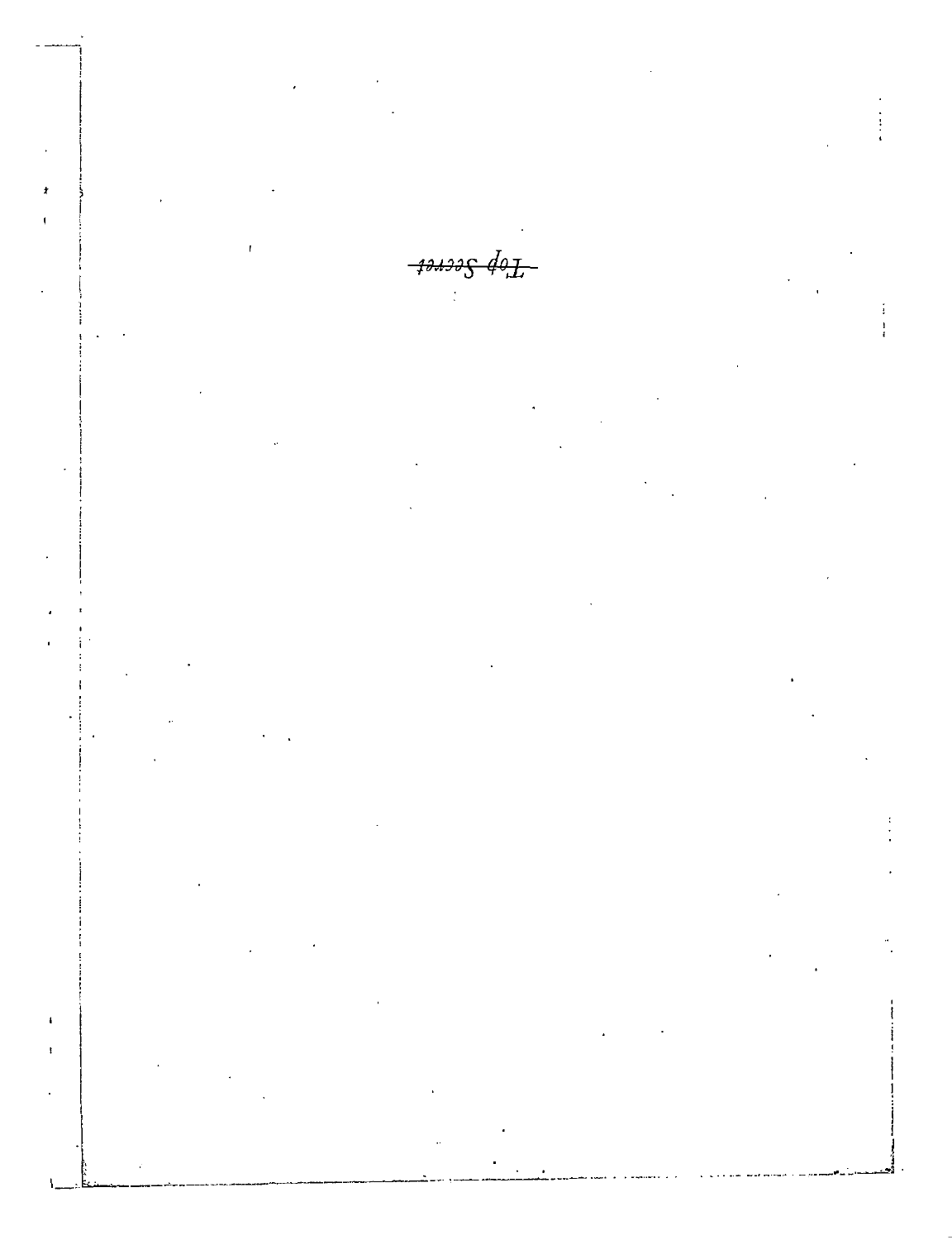~~Top Secret~~